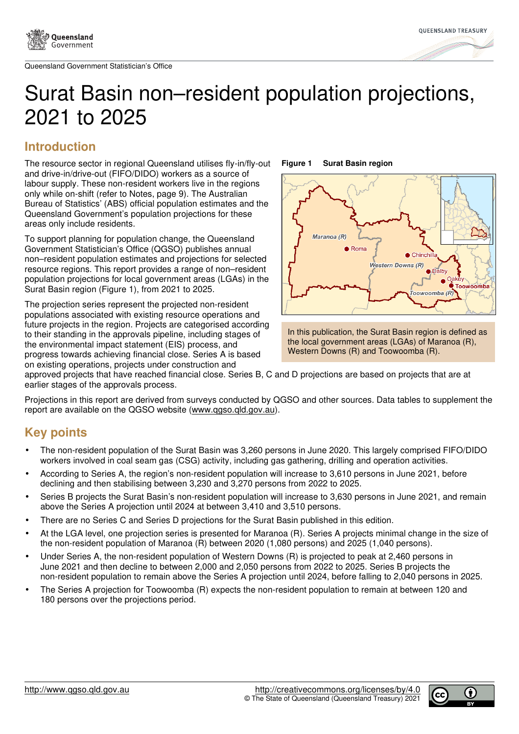Queensland Government Statistician's Office

# Surat Basin non–resident population projections, 2021 to 2025

## Introduction

The resource sector in regional Queensland utilises fly-in/fly-out and drive-in/drive-out (FIFO/DIDO) workers as a source of labour supply. These non-resident workers live in the regions only while on-shift (refer to Notes, page 9). The Australian Bureau of Statistics' (ABS) official population estimates and the Queensland Government's population projections for these areas only include residents.

To support planning for population change, the Queensland Government Statistician's Office (QGSO) publishes annual non–resident population estimates and projections for selected resource regions. This report provides a range of non–resident population projections for local government areas (LGAs) in the Surat Basin region (Figure 1), from 2021 to 2025.

The projection series represent the projected non-resident populations associated with existing resource operations and future projects in the region. Projects are categorised according to their standing in the approvals pipeline, including stages of the environmental impact statement (EIS) process, and progress towards achieving financial close. Series A is based on existing operations, projects under construction and approved projects that have reached financial close. Series B, C and D projections are based on projects that are at earlier stages of the approvals process.

**Figure 1 Surat Basin region**

In this publication, the Surat Basin region is defined as the local government areas (LGAs) of Maranoa (R), Western Downs (R) and Toowoomba (R).

Projections in this report are derived from surveys conducted by QGSO and other sources. Data tables to supplement the report are available on the QGSO website (www.qgso.qld.gov.au).

## Key points

- The non-resident population of the Surat Basin was 3,260 persons in June 2020. This largely comprised FIFO/DIDO workers involved in coal seam gas (CSG) activity, including gas gathering, drilling and operation activities.
- According to Series A, the region's non-resident population will increase to 3,610 persons in June 2021, before declining and then stabilising between 3,230 and 3,270 persons from 2022 to 2025.
- Series B projects the Surat Basin's non-resident population will increase to 3,630 persons in June 2021, and remain above the Series A projection until 2024 at between 3,410 and 3,510 persons.
- There are no Series C and Series D projections for the Surat Basin published in this edition.
- At the LGA level, one projection series is presented for Maranoa (R). Series A projects minimal change in the size of the non-resident population of Maranoa (R) between 2020 (1,080 persons) and 2025 (1,040 persons).
- Under Series A, the non-resident population of Western Downs (R) is projected to peak at 2,460 persons in June 2021 and then decline to between 2,000 and 2,050 persons from 2022 to 2025. Series B projects the non-resident population to remain above the Series A projection until 2024, before falling to 2,040 persons in 2025.
- The Series A projection for Toowoomba (R) expects the non-resident population to remain at between 120 and 180 persons over the projections period.

http://www.qgso.qld.gov.au

http://creativecommons.org/licenses/by/4.0
© The State of Queensland (Queensland Treasury) 2021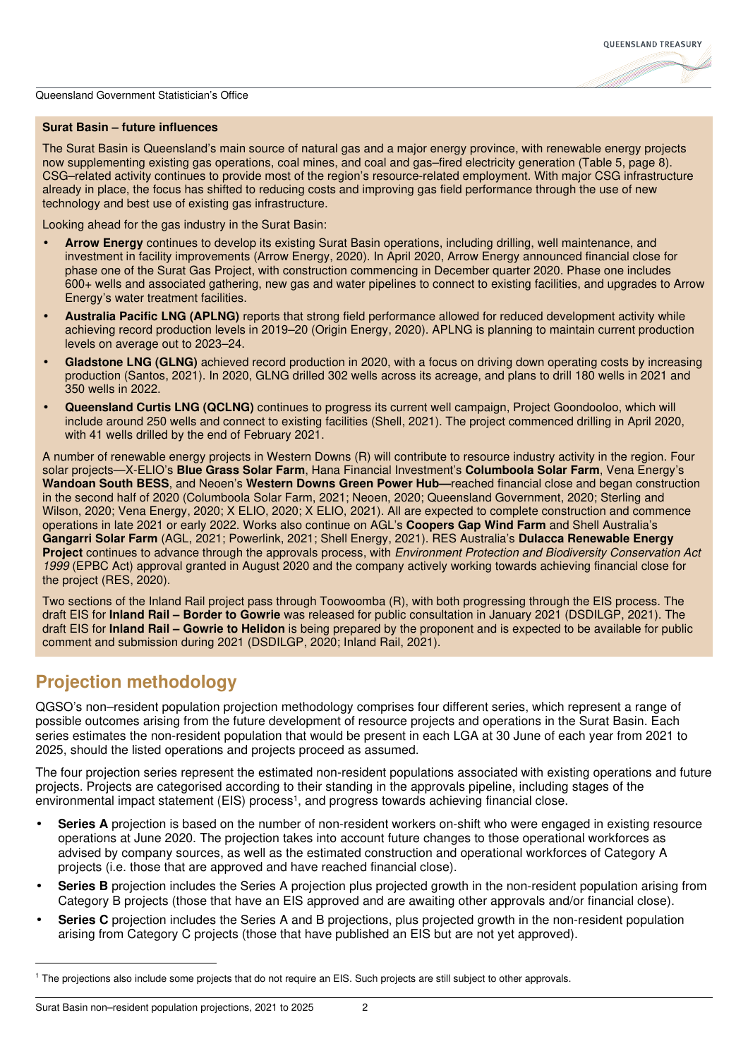**Surat Basin – future influences**

The Surat Basin is Queensland's main source of natural gas and a major energy province, with renewable energy projects now supplementing existing gas operations, coal mines, and coal and gas–fired electricity generation (Table 5, page 8). CSG–related activity continues to provide most of the region's resource-related employment. With major CSG infrastructure already in place, the focus has shifted to reducing costs and improving gas field performance through the use of new technology and best use of existing gas infrastructure.

Looking ahead for the gas industry in the Surat Basin:

- **Arrow Energy** continues to develop its existing Surat Basin operations, including drilling, well maintenance, and investment in facility improvements (Arrow Energy, 2020). In April 2020, Arrow Energy announced financial close for phase one of the Surat Gas Project, with construction commencing in December quarter 2020. Phase one includes 600+ wells and associated gathering, new gas and water pipelines to connect to existing facilities, and upgrades to Arrow Energy's water treatment facilities.
- **Australia Pacific LNG (APLNG)** reports that strong field performance allowed for reduced development activity while achieving record production levels in 2019–20 (Origin Energy, 2020). APLNG is planning to maintain current production levels on average out to 2023–24.
- **Gladstone LNG (GLNG)** achieved record production in 2020, with a focus on driving down operating costs by increasing production (Santos, 2021). In 2020, GLNG drilled 302 wells across its acreage, and plans to drill 180 wells in 2021 and 350 wells in 2022.
- **Queensland Curtis LNG (QCLNG)** continues to progress its current well campaign, Project Goondooloo, which will include around 250 wells and connect to existing facilities (Shell, 2021). The project commenced drilling in April 2020, with 41 wells drilled by the end of February 2021.

A number of renewable energy projects in Western Downs (R) will contribute to resource industry activity in the region. Four solar projects—X-ELIO's **Blue Grass Solar Farm**, Hana Financial Investment's **Columboola Solar Farm**, Vena Energy's **Wandoan South BESS**, and Neoen's **Western Downs Green Power Hub—**reached financial close and began construction in the second half of 2020 (Columboola Solar Farm, 2021; Neoen, 2020; Queensland Government, 2020; Sterling and Wilson, 2020; Vena Energy, 2020; X ELIO, 2020; X ELIO, 2021). All are expected to complete construction and commence operations in late 2021 or early 2022. Works also continue on AGL's **Coopers Gap Wind Farm** and Shell Australia's **Gangarri Solar Farm** (AGL, 2021; Powerlink, 2021; Shell Energy, 2021). RES Australia's **Dulacca Renewable Energy Project** continues to advance through the approvals process, with *Environment Protection and Biodiversity Conservation Act 1999* (EPBC Act) approval granted in August 2020 and the company actively working towards achieving financial close for the project (RES, 2020).

Two sections of the Inland Rail project pass through Toowoomba (R), with both progressing through the EIS process. The draft EIS for **Inland Rail – Border to Gowrie** was released for public consultation in January 2021 (DSDILGP, 2021). The draft EIS for **Inland Rail – Gowrie to Helidon** is being prepared by the proponent and is expected to be available for public comment and submission during 2021 (DSDILGP, 2020; Inland Rail, 2021).

## Projection methodology

QGSO's non–resident population projection methodology comprises four different series, which represent a range of possible outcomes arising from the future development of resource projects and operations in the Surat Basin. Each series estimates the non-resident population that would be present in each LGA at 30 June of each year from 2021 to 2025, should the listed operations and projects proceed as assumed.

The four projection series represent the estimated non-resident populations associated with existing operations and future projects. Projects are categorised according to their standing in the approvals pipeline, including stages of the environmental impact statement (EIS) process[1], and progress towards achieving financial close.

- **Series A** projection is based on the number of non-resident workers on-shift who were engaged in existing resource operations at June 2020. The projection takes into account future changes to those operational workforces as advised by company sources, as well as the estimated construction and operational workforces of Category A projects (i.e. those that are approved and have reached financial close).
- **Series B** projection includes the Series A projection plus projected growth in the non-resident population arising from Category B projects (those that have an EIS approved and are awaiting other approvals and/or financial close).
- **Series C** projection includes the Series A and B projections, plus projected growth in the non-resident population arising from Category C projects (those that have published an EIS but are not yet approved).

[1] The projections also include some projects that do not require an EIS. Such projects are still subject to other approvals.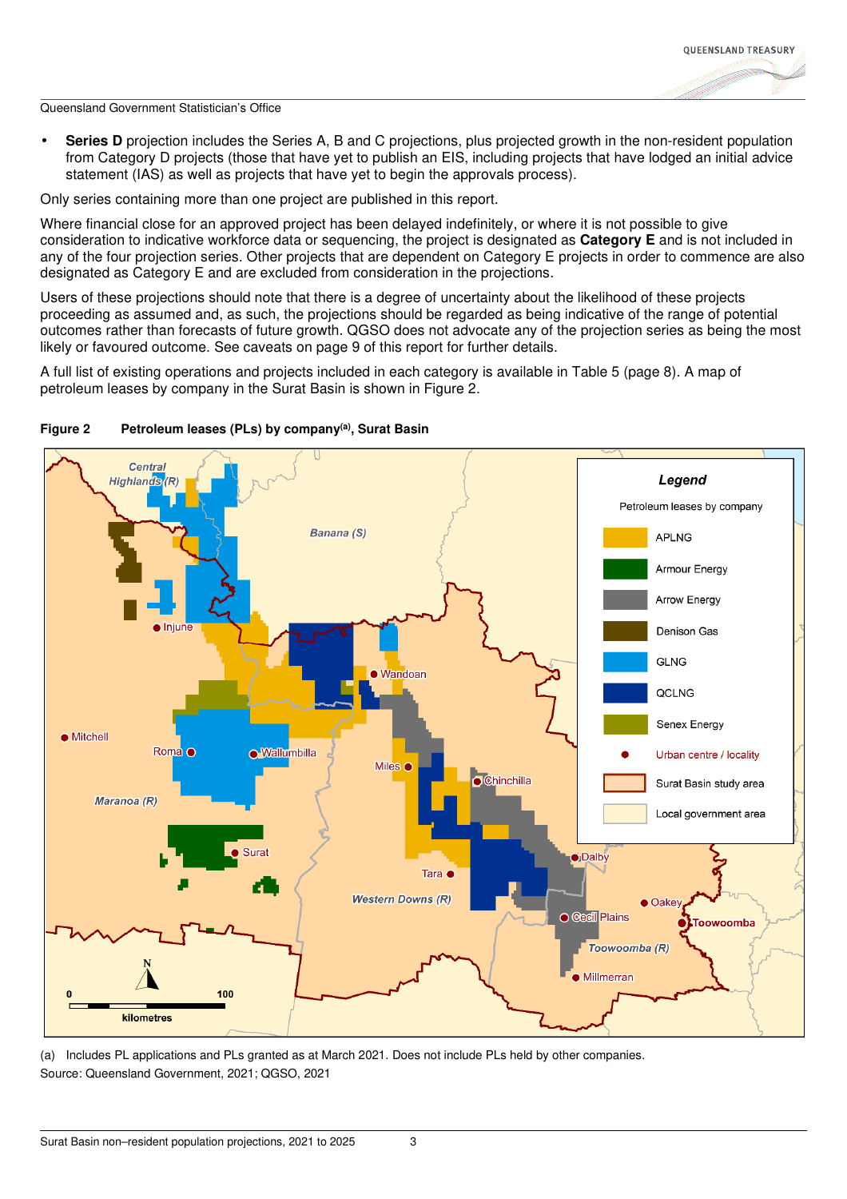- **Series D** projection includes the Series A, B and C projections, plus projected growth in the non-resident population from Category D projects (those that have yet to publish an EIS, including projects that have lodged an initial advice statement (IAS) as well as projects that have yet to begin the approvals process).

Only series containing more than one project are published in this report.

Where financial close for an approved project has been delayed indefinitely, or where it is not possible to give consideration to indicative workforce data or sequencing, the project is designated as **Category E** and is not included in any of the four projection series. Other projects that are dependent on Category E projects in order to commence are also designated as Category E and are excluded from consideration in the projections.

Users of these projections should note that there is a degree of uncertainty about the likelihood of these projects proceeding as assumed and, as such, the projections should be regarded as being indicative of the range of potential outcomes rather than forecasts of future growth. QGSO does not advocate any of the projection series as being the most likely or favoured outcome. See caveats on page 9 of this report for further details.

A full list of existing operations and projects included in each category is available in Table 5 (page 8). A map of petroleum leases by company in the Surat Basin is shown in Figure 2.

**Figure 2 Petroleum leases (PLs) by company[(a)], Surat Basin**

(a) Includes PL applications and PLs granted as at March 2021. Does not include PLs held by other companies.

Source: Queensland Government, 2021; QGSO, 2021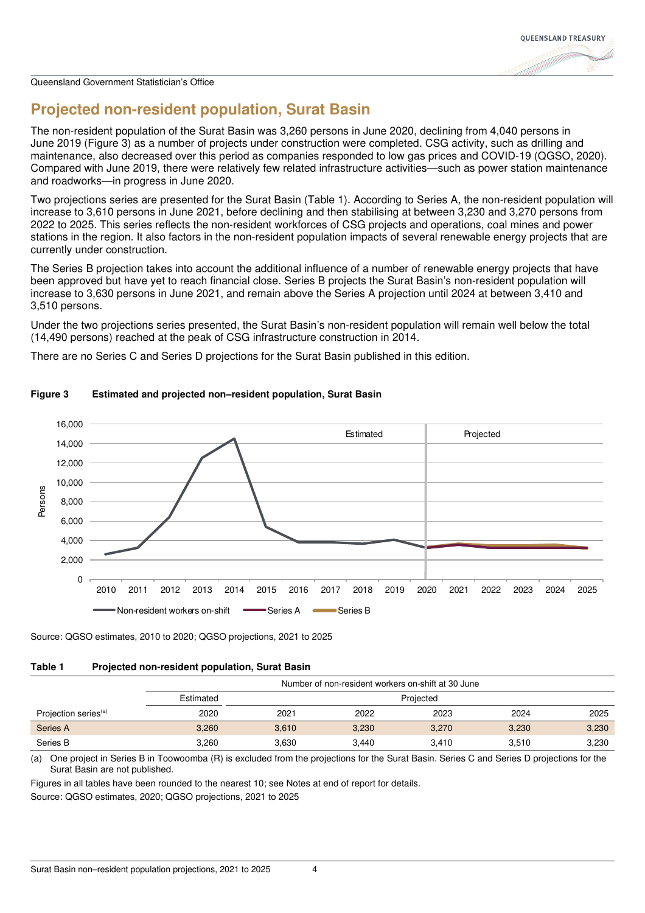## Projected non-resident population, Surat Basin

The non-resident population of the Surat Basin was 3,260 persons in June 2020, declining from 4,040 persons in June 2019 (Figure 3) as a number of projects under construction were completed. CSG activity, such as drilling and maintenance, also decreased over this period as companies responded to low gas prices and COVID-19 (QGSO, 2020). Compared with June 2019, there were relatively few related infrastructure activities—such as power station maintenance and roadworks—in progress in June 2020.

Two projections series are presented for the Surat Basin (Table 1). According to Series A, the non-resident population will increase to 3,610 persons in June 2021, before declining and then stabilising at between 3,230 and 3,270 persons from 2022 to 2025. This series reflects the non-resident workforces of CSG projects and operations, coal mines and power stations in the region. It also factors in the non-resident population impacts of several renewable energy projects that are currently under construction.

The Series B projection takes into account the additional influence of a number of renewable energy projects that have been approved but have yet to reach financial close. Series B projects the Surat Basin's non-resident population will increase to 3,630 persons in June 2021, and remain above the Series A projection until 2024 at between 3,410 and 3,510 persons.

Under the two projections series presented, the Surat Basin's non-resident population will remain well below the total (14,490 persons) reached at the peak of CSG infrastructure construction in 2014.

There are no Series C and Series D projections for the Surat Basin published in this edition.

**Figure 3 Estimated and projected non–resident population, Surat Basin**

Source: QGSO estimates, 2010 to 2020; QGSO projections, 2021 to 2025

**Table 1 Projected non-resident population, Surat Basin**

| | Number of non-resident workers on-shift at 30 June | | | | | |
|---|---|---|---|---|---|---|
| | Estimated | Projected | | | | |
| Projection series[(a)] | 2020 | 2021 | 2022 | 2023 | 2024 | 2025 |
| Series A | 3,260 | 3,610 | 3,230 | 3,270 | 3,230 | 3,230 |
| Series B | 3,260 | 3,630 | 3,440 | 3,410 | 3,510 | 3,230 |

(a) One project in Series B in Toowoomba (R) is excluded from the projections for the Surat Basin. Series C and Series D projections for the Surat Basin are not published.

Figures in all tables have been rounded to the nearest 10; see Notes at end of report for details.

Source: QGSO estimates, 2020; QGSO projections, 2021 to 2025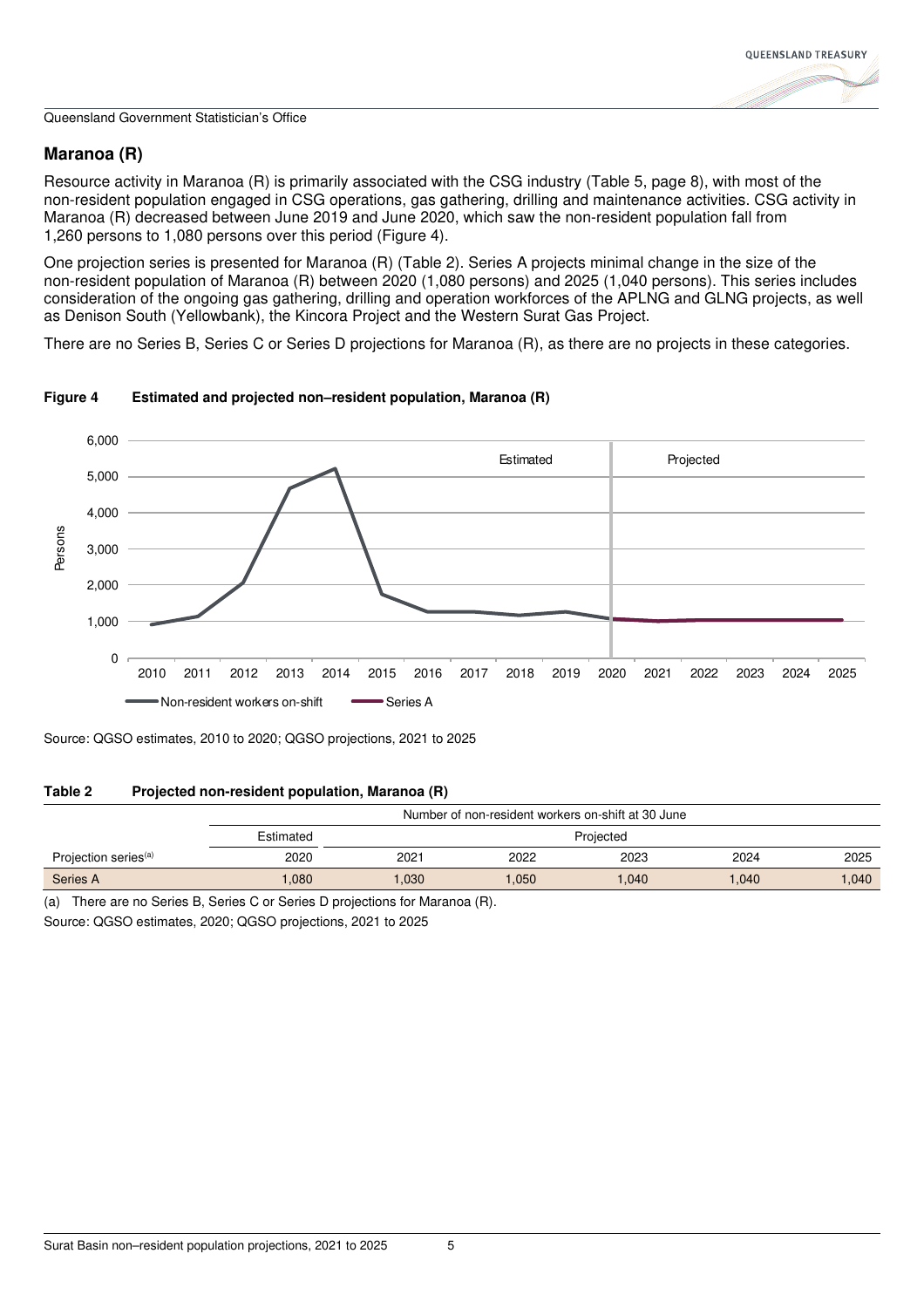Queensland Government Statistician's Office

## Maranoa (R)

Resource activity in Maranoa (R) is primarily associated with the CSG industry (Table 5, page 8), with most of the non-resident population engaged in CSG operations, gas gathering, drilling and maintenance activities. CSG activity in Maranoa (R) decreased between June 2019 and June 2020, which saw the non-resident population fall from 1,260 persons to 1,080 persons over this period (Figure 4).

One projection series is presented for Maranoa (R) (Table 2). Series A projects minimal change in the size of the non-resident population of Maranoa (R) between 2020 (1,080 persons) and 2025 (1,040 persons). This series includes consideration of the ongoing gas gathering, drilling and operation workforces of the APLNG and GLNG projects, as well as Denison South (Yellowbank), the Kincora Project and the Western Surat Gas Project.

There are no Series B, Series C or Series D projections for Maranoa (R), as there are no projects in these categories.

**Figure 4 Estimated and projected non–resident population, Maranoa (R)**

Source: QGSO estimates, 2010 to 2020; QGSO projections, 2021 to 2025

**Table 2 Projected non-resident population, Maranoa (R)**

| | Number of non-resident workers on-shift at 30 June | | | | | |
|---|---|---|---|---|---|---|
| | Estimated | Projected | | | | |
| Projection series[(a)] | 2020 | 2021 | 2022 | 2023 | 2024 | 2025 |
| Series A | 1,080 | 1,030 | 1,050 | 1,040 | 1,040 | 1,040 |

(a) There are no Series B, Series C or Series D projections for Maranoa (R).

Source: QGSO estimates, 2020; QGSO projections, 2021 to 2025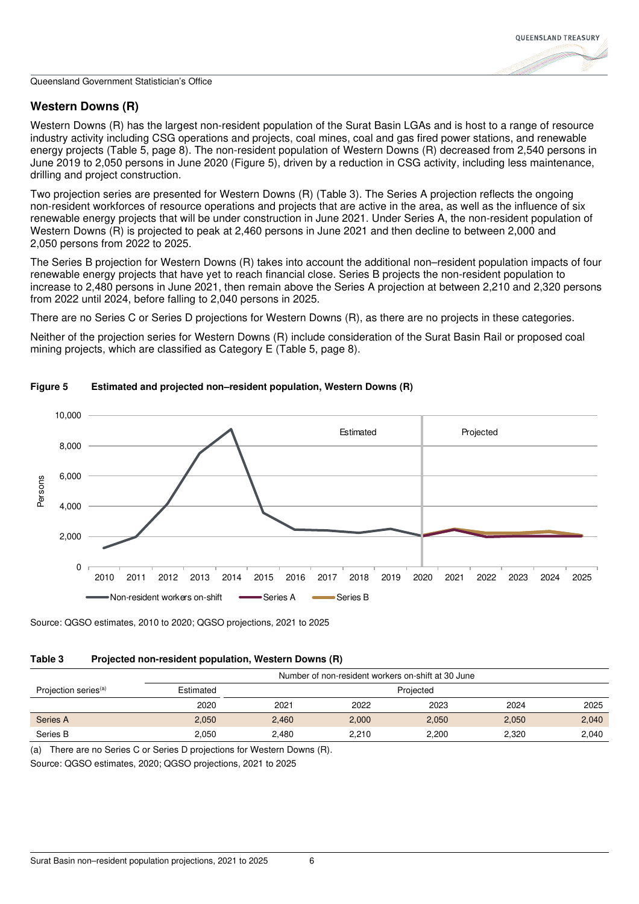## Western Downs (R)

Western Downs (R) has the largest non-resident population of the Surat Basin LGAs and is host to a range of resource industry activity including CSG operations and projects, coal mines, coal and gas fired power stations, and renewable energy projects (Table 5, page 8). The non-resident population of Western Downs (R) decreased from 2,540 persons in June 2019 to 2,050 persons in June 2020 (Figure 5), driven by a reduction in CSG activity, including less maintenance, drilling and project construction.

Two projection series are presented for Western Downs (R) (Table 3). The Series A projection reflects the ongoing non-resident workforces of resource operations and projects that are active in the area, as well as the influence of six renewable energy projects that will be under construction in June 2021. Under Series A, the non-resident population of Western Downs (R) is projected to peak at 2,460 persons in June 2021 and then decline to between 2,000 and 2,050 persons from 2022 to 2025.

The Series B projection for Western Downs (R) takes into account the additional non–resident population impacts of four renewable energy projects that have yet to reach financial close. Series B projects the non-resident population to increase to 2,480 persons in June 2021, then remain above the Series A projection at between 2,210 and 2,320 persons from 2022 until 2024, before falling to 2,040 persons in 2025.

There are no Series C or Series D projections for Western Downs (R), as there are no projects in these categories.

Neither of the projection series for Western Downs (R) include consideration of the Surat Basin Rail or proposed coal mining projects, which are classified as Category E (Table 5, page 8).

**Figure 5 Estimated and projected non–resident population, Western Downs (R)**

Source: QGSO estimates, 2010 to 2020; QGSO projections, 2021 to 2025

**Table 3 Projected non-resident population, Western Downs (R)**

| | Number of non-resident workers on-shift at 30 June | | | | | |
|---|---|---|---|---|---|---|
| Projection series[(a)] | Estimated | Projected | | | | |
| | 2020 | 2021 | 2022 | 2023 | 2024 | 2025 |
| Series A | 2,050 | 2,460 | 2,000 | 2,050 | 2,050 | 2,040 |
| Series B | 2,050 | 2,480 | 2,210 | 2,200 | 2,320 | 2,040 |

(a) There are no Series C or Series D projections for Western Downs (R).

Source: QGSO estimates, 2020; QGSO projections, 2021 to 2025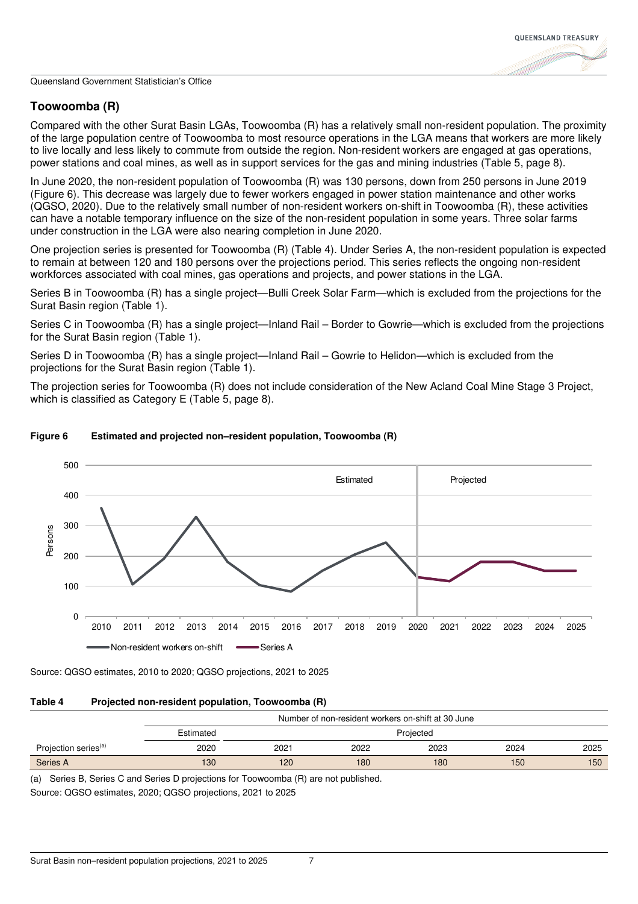## Toowoomba (R)

Compared with the other Surat Basin LGAs, Toowoomba (R) has a relatively small non-resident population. The proximity of the large population centre of Toowoomba to most resource operations in the LGA means that workers are more likely to live locally and less likely to commute from outside the region. Non-resident workers are engaged at gas operations, power stations and coal mines, as well as in support services for the gas and mining industries (Table 5, page 8).

In June 2020, the non-resident population of Toowoomba (R) was 130 persons, down from 250 persons in June 2019 (Figure 6). This decrease was largely due to fewer workers engaged in power station maintenance and other works (QGSO, 2020). Due to the relatively small number of non-resident workers on-shift in Toowoomba (R), these activities can have a notable temporary influence on the size of the non-resident population in some years. Three solar farms under construction in the LGA were also nearing completion in June 2020.

One projection series is presented for Toowoomba (R) (Table 4). Under Series A, the non-resident population is expected to remain at between 120 and 180 persons over the projections period. This series reflects the ongoing non-resident workforces associated with coal mines, gas operations and projects, and power stations in the LGA.

Series B in Toowoomba (R) has a single project—Bulli Creek Solar Farm—which is excluded from the projections for the Surat Basin region (Table 1).

Series C in Toowoomba (R) has a single project—Inland Rail – Border to Gowrie—which is excluded from the projections for the Surat Basin region (Table 1).

Series D in Toowoomba (R) has a single project—Inland Rail – Gowrie to Helidon—which is excluded from the projections for the Surat Basin region (Table 1).

The projection series for Toowoomba (R) does not include consideration of the New Acland Coal Mine Stage 3 Project, which is classified as Category E (Table 5, page 8).

**Figure 6 Estimated and projected non–resident population, Toowoomba (R)**

Source: QGSO estimates, 2010 to 2020; QGSO projections, 2021 to 2025

**Table 4 Projected non-resident population, Toowoomba (R)**

| | Number of non-resident workers on-shift at 30 June | | | | | |
|---|---|---|---|---|---|---|
| | Estimated | Projected | | | | |
| Projection series[(a)] | 2020 | 2021 | 2022 | 2023 | 2024 | 2025 |
| Series A | 130 | 120 | 180 | 180 | 150 | 150 |

(a) Series B, Series C and Series D projections for Toowoomba (R) are not published.

Source: QGSO estimates, 2020; QGSO projections, 2021 to 2025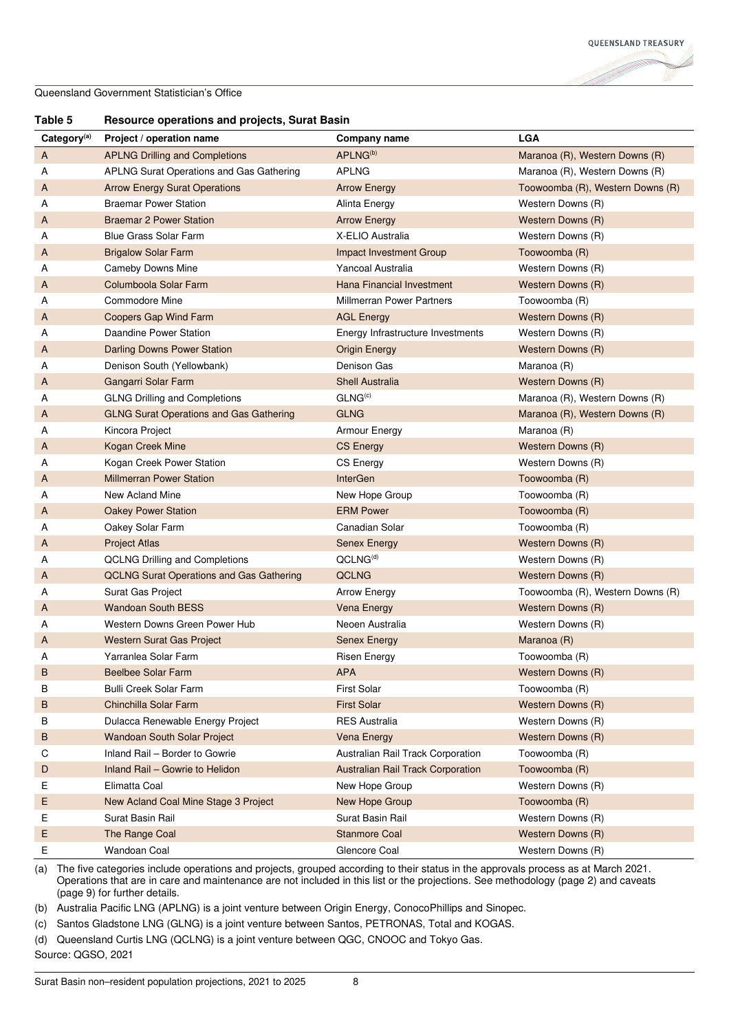Queensland Government Statistician's Office

**Table 5 Resource operations and projects, Surat Basin**

| Category[a] | Project / operation name | Company name | LGA |
|---|---|---|---|
| A | APLNG Drilling and Completions | APLNG[b] | Maranoa (R), Western Downs (R) |
| A | APLNG Surat Operations and Gas Gathering | APLNG | Maranoa (R), Western Downs (R) |
| A | Arrow Energy Surat Operations | Arrow Energy | Toowoomba (R), Western Downs (R) |
| A | Braemar Power Station | Alinta Energy | Western Downs (R) |
| A | Braemar 2 Power Station | Arrow Energy | Western Downs (R) |
| A | Blue Grass Solar Farm | X-ELIO Australia | Western Downs (R) |
| A | Brigalow Solar Farm | Impact Investment Group | Toowoomba (R) |
| A | Cameby Downs Mine | Yancoal Australia | Western Downs (R) |
| A | Columboola Solar Farm | Hana Financial Investment | Western Downs (R) |
| A | Commodore Mine | Millmerran Power Partners | Toowoomba (R) |
| A | Coopers Gap Wind Farm | AGL Energy | Western Downs (R) |
| A | Daandine Power Station | Energy Infrastructure Investments | Western Downs (R) |
| A | Darling Downs Power Station | Origin Energy | Western Downs (R) |
| A | Denison South (Yellowbank) | Denison Gas | Maranoa (R) |
| A | Gangarri Solar Farm | Shell Australia | Western Downs (R) |
| A | GLNG Drilling and Completions | GLNG[c] | Maranoa (R), Western Downs (R) |
| A | GLNG Surat Operations and Gas Gathering | GLNG | Maranoa (R), Western Downs (R) |
| A | Kincora Project | Armour Energy | Maranoa (R) |
| A | Kogan Creek Mine | CS Energy | Western Downs (R) |
| A | Kogan Creek Power Station | CS Energy | Western Downs (R) |
| A | Millmerran Power Station | InterGen | Toowoomba (R) |
| A | New Acland Mine | New Hope Group | Toowoomba (R) |
| A | Oakey Power Station | ERM Power | Toowoomba (R) |
| A | Oakey Solar Farm | Canadian Solar | Toowoomba (R) |
| A | Project Atlas | Senex Energy | Western Downs (R) |
| A | QCLNG Drilling and Completions | QCLNG[d] | Western Downs (R) |
| A | QCLNG Surat Operations and Gas Gathering | QCLNG | Western Downs (R) |
| A | Surat Gas Project | Arrow Energy | Toowoomba (R), Western Downs (R) |
| A | Wandoan South BESS | Vena Energy | Western Downs (R) |
| A | Western Downs Green Power Hub | Neoen Australia | Western Downs (R) |
| A | Western Surat Gas Project | Senex Energy | Maranoa (R) |
| A | Yarranlea Solar Farm | Risen Energy | Toowoomba (R) |
| B | Beelbee Solar Farm | APA | Western Downs (R) |
| B | Bulli Creek Solar Farm | First Solar | Toowoomba (R) |
| B | Chinchilla Solar Farm | First Solar | Western Downs (R) |
| B | Dulacca Renewable Energy Project | RES Australia | Western Downs (R) |
| B | Wandoan South Solar Project | Vena Energy | Western Downs (R) |
| C | Inland Rail – Border to Gowrie | Australian Rail Track Corporation | Toowoomba (R) |
| D | Inland Rail – Gowrie to Helidon | Australian Rail Track Corporation | Toowoomba (R) |
| E | Elimatta Coal | New Hope Group | Western Downs (R) |
| E | New Acland Coal Mine Stage 3 Project | New Hope Group | Toowoomba (R) |
| E | Surat Basin Rail | Surat Basin Rail | Western Downs (R) |
| E | The Range Coal | Stanmore Coal | Western Downs (R) |
| E | Wandoan Coal | Glencore Coal | Western Downs (R) |

(a) The five categories include operations and projects, grouped according to their status in the approvals process as at March 2021. Operations that are in care and maintenance are not included in this list or the projections. See methodology (page 2) and caveats (page 9) for further details.

(b) Australia Pacific LNG (APLNG) is a joint venture between Origin Energy, ConocoPhillips and Sinopec.

(c) Santos Gladstone LNG (GLNG) is a joint venture between Santos, PETRONAS, Total and KOGAS.

(d) Queensland Curtis LNG (QCLNG) is a joint venture between QGC, CNOOC and Tokyo Gas.

Source: QGSO, 2021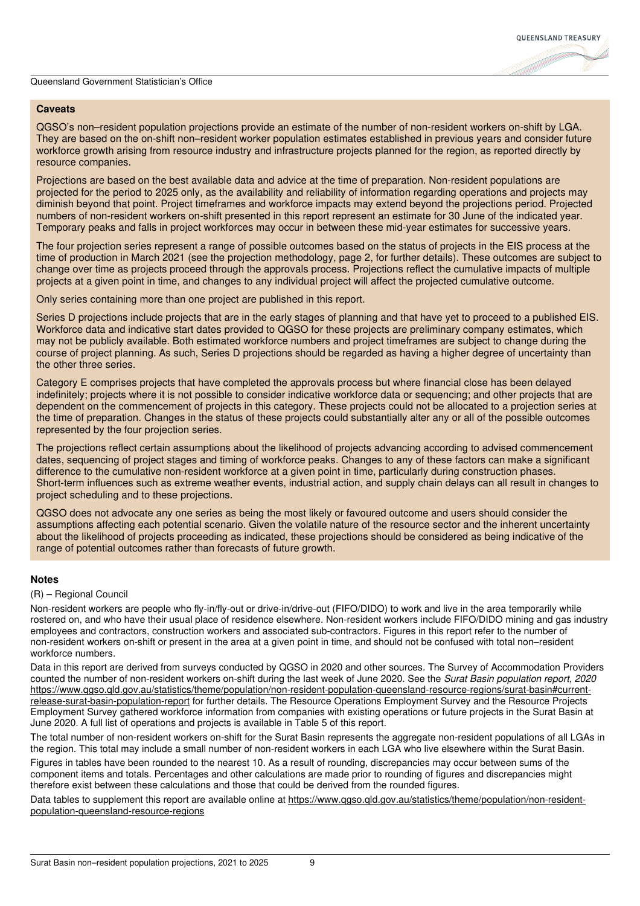### Caveats

QGSO's non–resident population projections provide an estimate of the number of non-resident workers on-shift by LGA. They are based on the on-shift non–resident worker population estimates established in previous years and consider future workforce growth arising from resource industry and infrastructure projects planned for the region, as reported directly by resource companies.

Projections are based on the best available data and advice at the time of preparation. Non-resident populations are projected for the period to 2025 only, as the availability and reliability of information regarding operations and projects may diminish beyond that point. Project timeframes and workforce impacts may extend beyond the projections period. Projected numbers of non-resident workers on-shift presented in this report represent an estimate for 30 June of the indicated year. Temporary peaks and falls in project workforces may occur in between these mid-year estimates for successive years.

The four projection series represent a range of possible outcomes based on the status of projects in the EIS process at the time of production in March 2021 (see the projection methodology, page 2, for further details). These outcomes are subject to change over time as projects proceed through the approvals process. Projections reflect the cumulative impacts of multiple projects at a given point in time, and changes to any individual project will affect the projected cumulative outcome.

Only series containing more than one project are published in this report.

Series D projections include projects that are in the early stages of planning and that have yet to proceed to a published EIS. Workforce data and indicative start dates provided to QGSO for these projects are preliminary company estimates, which may not be publicly available. Both estimated workforce numbers and project timeframes are subject to change during the course of project planning. As such, Series D projections should be regarded as having a higher degree of uncertainty than the other three series.

Category E comprises projects that have completed the approvals process but where financial close has been delayed indefinitely; projects where it is not possible to consider indicative workforce data or sequencing; and other projects that are dependent on the commencement of projects in this category. These projects could not be allocated to a projection series at the time of preparation. Changes in the status of these projects could substantially alter any or all of the possible outcomes represented by the four projection series.

The projections reflect certain assumptions about the likelihood of projects advancing according to advised commencement dates, sequencing of project stages and timing of workforce peaks. Changes to any of these factors can make a significant difference to the cumulative non-resident workforce at a given point in time, particularly during construction phases. Short-term influences such as extreme weather events, industrial action, and supply chain delays can all result in changes to project scheduling and to these projections.

QGSO does not advocate any one series as being the most likely or favoured outcome and users should consider the assumptions affecting each potential scenario. Given the volatile nature of the resource sector and the inherent uncertainty about the likelihood of projects proceeding as indicated, these projections should be considered as being indicative of the range of potential outcomes rather than forecasts of future growth.

### Notes

(R) – Regional Council

Non-resident workers are people who fly-in/fly-out or drive-in/drive-out (FIFO/DIDO) to work and live in the area temporarily while rostered on, and who have their usual place of residence elsewhere. Non-resident workers include FIFO/DIDO mining and gas industry employees and contractors, construction workers and associated sub-contractors. Figures in this report refer to the number of non-resident workers on-shift or present in the area at a given point in time, and should not be confused with total non–resident workforce numbers.

Data in this report are derived from surveys conducted by QGSO in 2020 and other sources. The Survey of Accommodation Providers counted the number of non-resident workers on-shift during the last week of June 2020. See the *Surat Basin population report, 2020* https://www.qgso.qld.gov.au/statistics/theme/population/non-resident-population-queensland-resource-regions/surat-basin#current-release-surat-basin-population-report for further details. The Resource Operations Employment Survey and the Resource Projects Employment Survey gathered workforce information from companies with existing operations or future projects in the Surat Basin at June 2020. A full list of operations and projects is available in Table 5 of this report.

The total number of non-resident workers on-shift for the Surat Basin represents the aggregate non-resident populations of all LGAs in the region. This total may include a small number of non-resident workers in each LGA who live elsewhere within the Surat Basin.

Figures in tables have been rounded to the nearest 10. As a result of rounding, discrepancies may occur between sums of the component items and totals. Percentages and other calculations are made prior to rounding of figures and discrepancies might therefore exist between these calculations and those that could be derived from the rounded figures.

Data tables to supplement this report are available online at https://www.qgso.qld.gov.au/statistics/theme/population/non-resident-population-queensland-resource-regions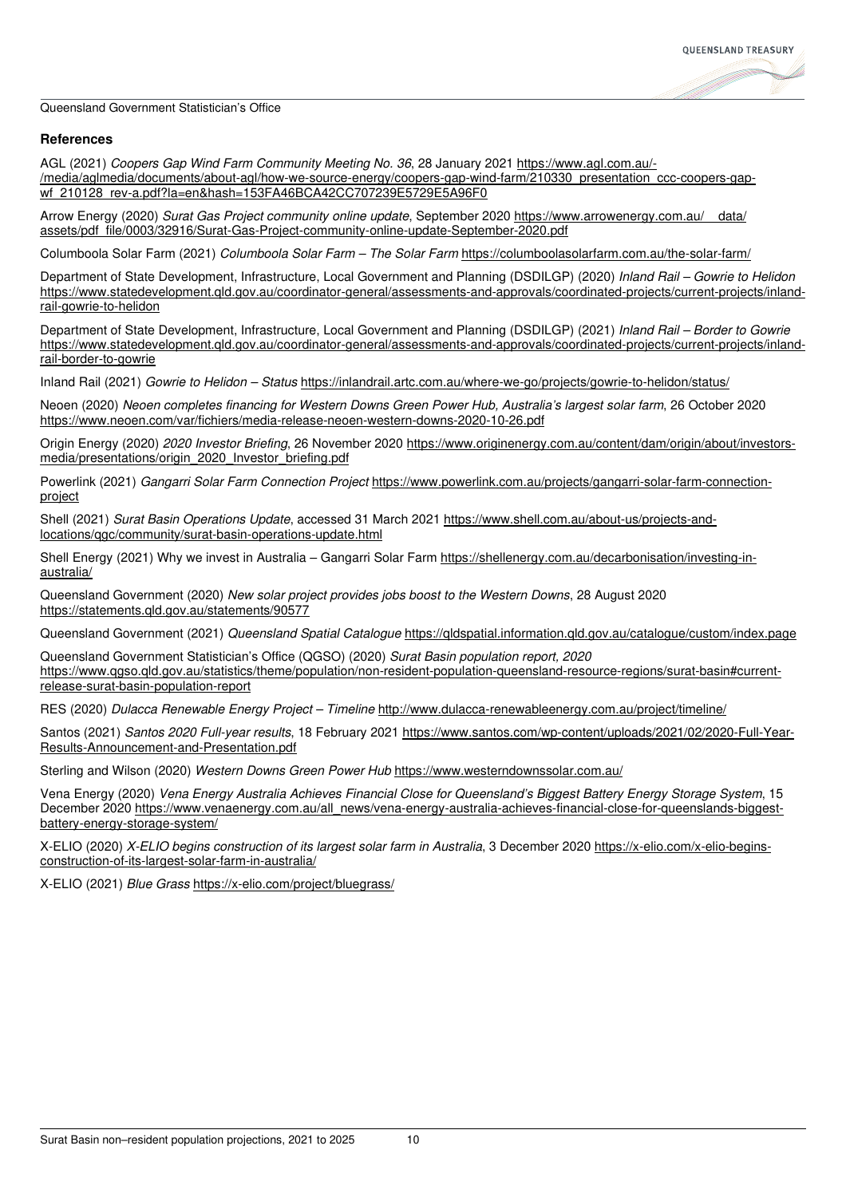## References

AGL (2021) *Coopers Gap Wind Farm Community Meeting No. 36*, 28 January 2021 https://www.agl.com.au/-/media/aglmedia/documents/about-agl/how-we-source-energy/coopers-gap-wind-farm/210330_presentation_ccc-coopers-gap-wf_210128_rev-a.pdf?la=en&hash=153FA46BCA42CC707239E5729E5A96F0

Arrow Energy (2020) *Surat Gas Project community online update*, September 2020 https://www.arrowenergy.com.au/__data/assets/pdf_file/0003/32916/Surat-Gas-Project-community-online-update-September-2020.pdf

Columboola Solar Farm (2021) *Columboola Solar Farm – The Solar Farm* https://columboolasolarfarm.com.au/the-solar-farm/

Department of State Development, Infrastructure, Local Government and Planning (DSDILGP) (2020) *Inland Rail – Gowrie to Helidon* https://www.statedevelopment.qld.gov.au/coordinator-general/assessments-and-approvals/coordinated-projects/current-projects/inland-rail-gowrie-to-helidon

Department of State Development, Infrastructure, Local Government and Planning (DSDILGP) (2021) *Inland Rail – Border to Gowrie* https://www.statedevelopment.qld.gov.au/coordinator-general/assessments-and-approvals/coordinated-projects/current-projects/inland-rail-border-to-gowrie

Inland Rail (2021) *Gowrie to Helidon – Status* https://inlandrail.artc.com.au/where-we-go/projects/gowrie-to-helidon/status/

Neoen (2020) *Neoen completes financing for Western Downs Green Power Hub, Australia's largest solar farm*, 26 October 2020 https://www.neoen.com/var/fichiers/media-release-neoen-western-downs-2020-10-26.pdf

Origin Energy (2020) *2020 Investor Briefing*, 26 November 2020 https://www.originenergy.com.au/content/dam/origin/about/investors-media/presentations/origin_2020_Investor_briefing.pdf

Powerlink (2021) *Gangarri Solar Farm Connection Project* https://www.powerlink.com.au/projects/gangarri-solar-farm-connection-project

Shell (2021) *Surat Basin Operations Update*, accessed 31 March 2021 https://www.shell.com.au/about-us/projects-and-locations/qgc/community/surat-basin-operations-update.html

Shell Energy (2021) Why we invest in Australia – Gangarri Solar Farm https://shellenergy.com.au/decarbonisation/investing-in-australia/

Queensland Government (2020) *New solar project provides jobs boost to the Western Downs*, 28 August 2020 https://statements.qld.gov.au/statements/90577

Queensland Government (2021) *Queensland Spatial Catalogue* https://qldspatial.information.qld.gov.au/catalogue/custom/index.page

Queensland Government Statistician's Office (QGSO) (2020) *Surat Basin population report, 2020* https://www.qgso.qld.gov.au/statistics/theme/population/non-resident-population-queensland-resource-regions/surat-basin#current-release-surat-basin-population-report

RES (2020) *Dulacca Renewable Energy Project – Timeline* http://www.dulacca-renewableenergy.com.au/project/timeline/

Santos (2021) *Santos 2020 Full-year results*, 18 February 2021 https://www.santos.com/wp-content/uploads/2021/02/2020-Full-Year-Results-Announcement-and-Presentation.pdf

Sterling and Wilson (2020) *Western Downs Green Power Hub* https://www.westerndownssolar.com.au/

Vena Energy (2020) *Vena Energy Australia Achieves Financial Close for Queensland's Biggest Battery Energy Storage System*, 15 December 2020 https://www.venaenergy.com.au/all_news/vena-energy-australia-achieves-financial-close-for-queenslands-biggest-battery-energy-storage-system/

X-ELIO (2020) *X-ELIO begins construction of its largest solar farm in Australia*, 3 December 2020 https://x-elio.com/x-elio-begins-construction-of-its-largest-solar-farm-in-australia/

X-ELIO (2021) *Blue Grass* https://x-elio.com/project/bluegrass/